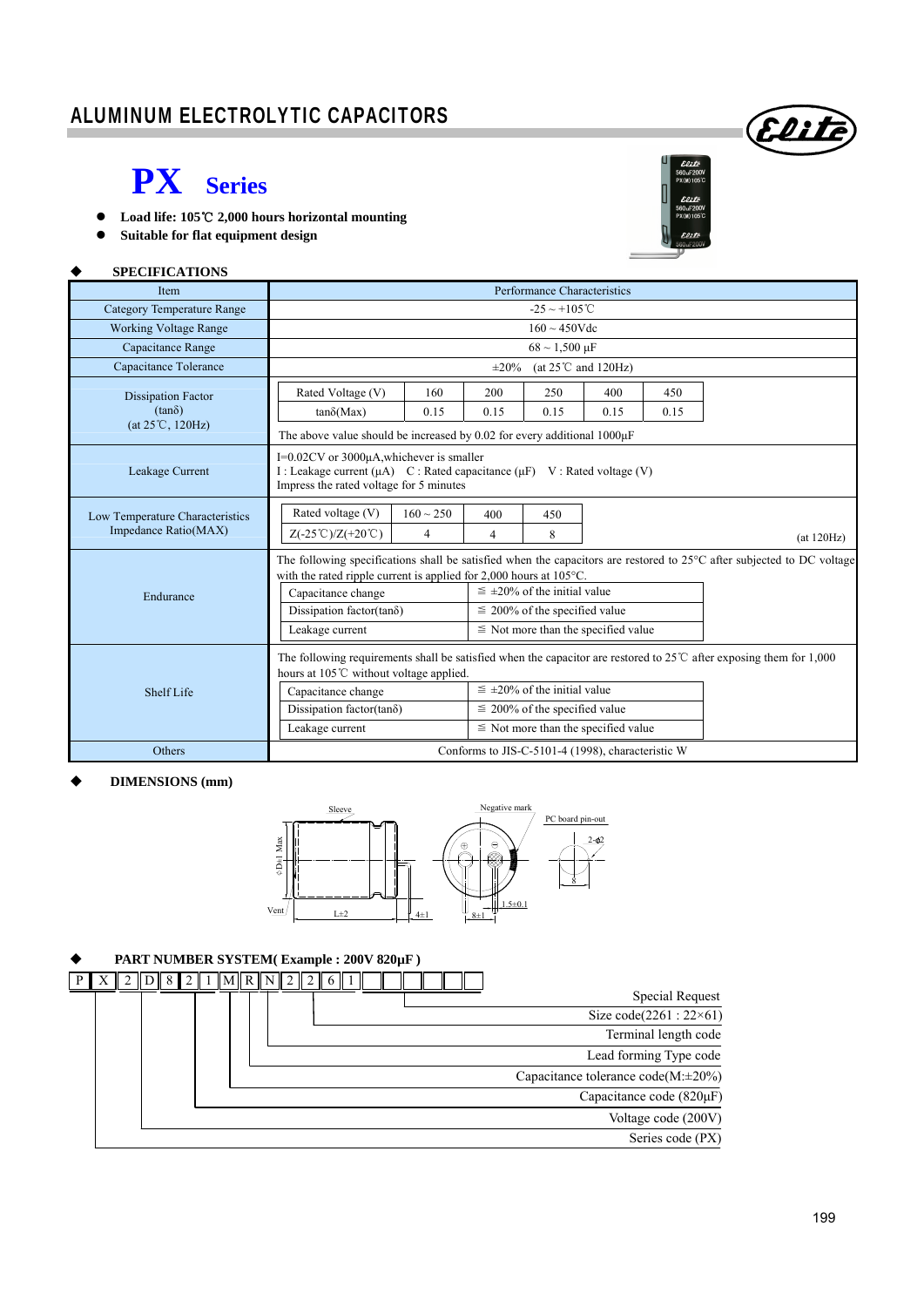# ALUMINUM ELECTROLYTIC CAPACITORS

## PX Series

- **Load life: 105℃ 2,000 hours horizontal mounting**
- **Suitable for flat equipment design**

### ◆ SPECIFICATIONS

| Item | Performance Characteristics |
|---|---|
| Category Temperature Range | -25 ~ +105℃ |
| Working Voltage Range | 160 ~ 450Vdc |
| Capacitance Range | 68 ~ 1,500 µF |
| Capacitance Tolerance | ±20% (at 25℃ and 120Hz) |
| Dissipation Factor (tanδ) (at 25℃, 120Hz) | Rated Voltage (V): 160 / 200 / 250 / 400 / 450; tanδ(Max): 0.15 / 0.15 / 0.15 / 0.15 / 0.15. The above value should be increased by 0.02 for every additional 1000µF |
| Leakage Current | I=0.02CV or 3000µA,whichever is smaller. I : Leakage current (µA) C : Rated capacitance (µF) V : Rated voltage (V). Impress the rated voltage for 5 minutes |
| Low Temperature Characteristics Impedance Ratio(MAX) | Rated voltage (V): 160 ~ 250 / 400 / 450; Z(-25℃)/Z(+20℃): 4 / 4 / 8 (at 120Hz) |
| Endurance | The following specifications shall be satisfied when the capacitors are restored to 25°C after subjected to DC voltage with the rated ripple current is applied for 2,000 hours at 105°C. Capacitance change: ≦ ±20% of the initial value; Dissipation factor(tanδ): ≦ 200% of the specified value; Leakage current: ≦ Not more than the specified value |
| Shelf Life | The following requirements shall be satisfied when the capacitor are restored to 25℃ after exposing them for 1,000 hours at 105℃ without voltage applied. Capacitance change: ≦ ±20% of the initial value; Dissipation factor(tanδ): ≦ 200% of the specified value; Leakage current: ≦ Not more than the specified value |
| Others | Conforms to JIS-C-5101-4 (1998), characteristic W |

### ◆ DIMENSIONS (mm)

Sleeve, Vent, φD+1 Max, L±2, 4±1, Negative mark, 8±1, 1.5±0.1, PC board pin-out, 2-φ2, 8

### ◆ PART NUMBER SYSTEM( Example : 200V 820µF )

P X 2 D 8 2 1 M R N 2 2 6 1

| Code | Meaning |
|---|---|
| PX | Series code (PX) |
| 2D | Voltage code (200V) |
| 821 | Capacitance code (820µF) |
| M | Capacitance tolerance code(M:±20%) |
| R | Lead forming Type code |
| N | Terminal length code |
| 2261 | Size code(2261 : 22×61) |
| (blank) | Special Request |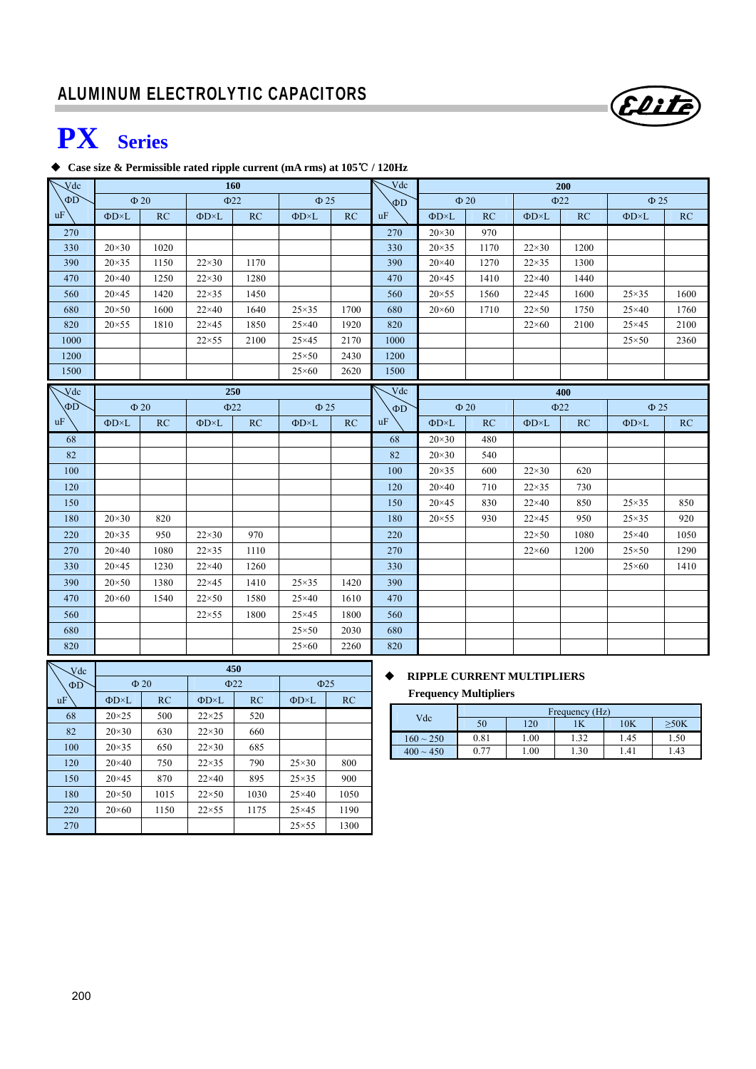## ALUMINUM ELECTROLYTIC CAPACITORS

# PX Series

◆ **Case size & Permissible rated ripple current (mA rms) at 105℃ / 120Hz**

| Vdc | 160 | | | | | | Vdc | 200 | | | | | |
|---|---|---|---|---|---|---|---|---|---|---|---|---|---|
| ΦD | Φ 20 | | Φ22 | | Φ 25 | | ΦD | Φ 20 | | Φ22 | | Φ 25 | |
| uF | ΦD×L | RC | ΦD×L | RC | ΦD×L | RC | uF | ΦD×L | RC | ΦD×L | RC | ΦD×L | RC |
| 270 | | | | | | | 270 | 20×30 | 970 | | | | |
| 330 | 20×30 | 1020 | | | | | 330 | 20×35 | 1170 | 22×30 | 1200 | | |
| 390 | 20×35 | 1150 | 22×30 | 1170 | | | 390 | 20×40 | 1270 | 22×35 | 1300 | | |
| 470 | 20×40 | 1250 | 22×30 | 1280 | | | 470 | 20×45 | 1410 | 22×40 | 1440 | | |
| 560 | 20×45 | 1420 | 22×35 | 1450 | | | 560 | 20×55 | 1560 | 22×45 | 1600 | 25×35 | 1600 |
| 680 | 20×50 | 1600 | 22×40 | 1640 | 25×35 | 1700 | 680 | 20×60 | 1710 | 22×50 | 1750 | 25×40 | 1760 |
| 820 | 20×55 | 1810 | 22×45 | 1850 | 25×40 | 1920 | 820 | | | 22×60 | 2100 | 25×45 | 2100 |
| 1000 | | | 22×55 | 2100 | 25×45 | 2170 | 1000 | | | | | 25×50 | 2360 |
| 1200 | | | | | 25×50 | 2430 | 1200 | | | | | | |
| 1500 | | | | | 25×60 | 2620 | 1500 | | | | | | |

| Vdc | 250 | | | | | | Vdc | 400 | | | | | |
|---|---|---|---|---|---|---|---|---|---|---|---|---|---|
| ΦD | Φ 20 | | Φ22 | | Φ 25 | | ΦD | Φ 20 | | Φ22 | | Φ 25 | |
| uF | ΦD×L | RC | ΦD×L | RC | ΦD×L | RC | uF | ΦD×L | RC | ΦD×L | RC | ΦD×L | RC |
| 68 | | | | | | | 68 | 20×30 | 480 | | | | |
| 82 | | | | | | | 82 | 20×30 | 540 | | | | |
| 100 | | | | | | | 100 | 20×35 | 600 | 22×30 | 620 | | |
| 120 | | | | | | | 120 | 20×40 | 710 | 22×35 | 730 | | |
| 150 | | | | | | | 150 | 20×45 | 830 | 22×40 | 850 | 25×35 | 850 |
| 180 | 20×30 | 820 | | | | | 180 | 20×55 | 930 | 22×45 | 950 | 25×35 | 920 |
| 220 | 20×35 | 950 | 22×30 | 970 | | | 220 | | | 22×50 | 1080 | 25×40 | 1050 |
| 270 | 20×40 | 1080 | 22×35 | 1110 | | | 270 | | | 22×60 | 1200 | 25×50 | 1290 |
| 330 | 20×45 | 1230 | 22×40 | 1260 | | | 330 | | | | | 25×60 | 1410 |
| 390 | 20×50 | 1380 | 22×45 | 1410 | 25×35 | 1420 | 390 | | | | | | |
| 470 | 20×60 | 1540 | 22×50 | 1580 | 25×40 | 1610 | 470 | | | | | | |
| 560 | | | 22×55 | 1800 | 25×45 | 1800 | 560 | | | | | | |
| 680 | | | | | 25×50 | 2030 | 680 | | | | | | |
| 820 | | | | | 25×60 | 2260 | 820 | | | | | | |

| Vdc | 450 | | | | | |
|---|---|---|---|---|---|---|
| ΦD | Φ 20 | | Φ22 | | Φ25 | |
| uF | ΦD×L | RC | ΦD×L | RC | ΦD×L | RC |
| 68 | 20×25 | 500 | 22×25 | 520 | | |
| 82 | 20×30 | 630 | 22×30 | 660 | | |
| 100 | 20×35 | 650 | 22×30 | 685 | | |
| 120 | 20×40 | 750 | 22×35 | 790 | 25×30 | 800 |
| 150 | 20×45 | 870 | 22×40 | 895 | 25×35 | 900 |
| 180 | 20×50 | 1015 | 22×50 | 1030 | 25×40 | 1050 |
| 220 | 20×60 | 1150 | 22×55 | 1175 | 25×45 | 1190 |
| 270 | | | | | 25×55 | 1300 |

◆ **RIPPLE CURRENT MULTIPLIERS**

**Frequency Multipliers**

| Vdc | Frequency (Hz) | | | | |
|---|---|---|---|---|---|
| | 50 | 120 | 1K | 10K | ≥50K |
| 160 ~ 250 | 0.81 | 1.00 | 1.32 | 1.45 | 1.50 |
| 400 ~ 450 | 0.77 | 1.00 | 1.30 | 1.41 | 1.43 |